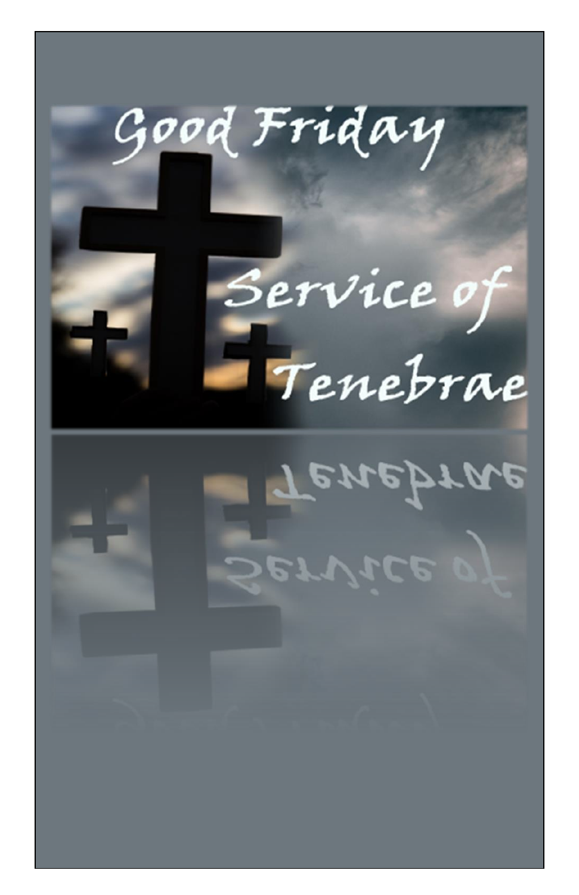# Good Friday

## Service of Tenebrae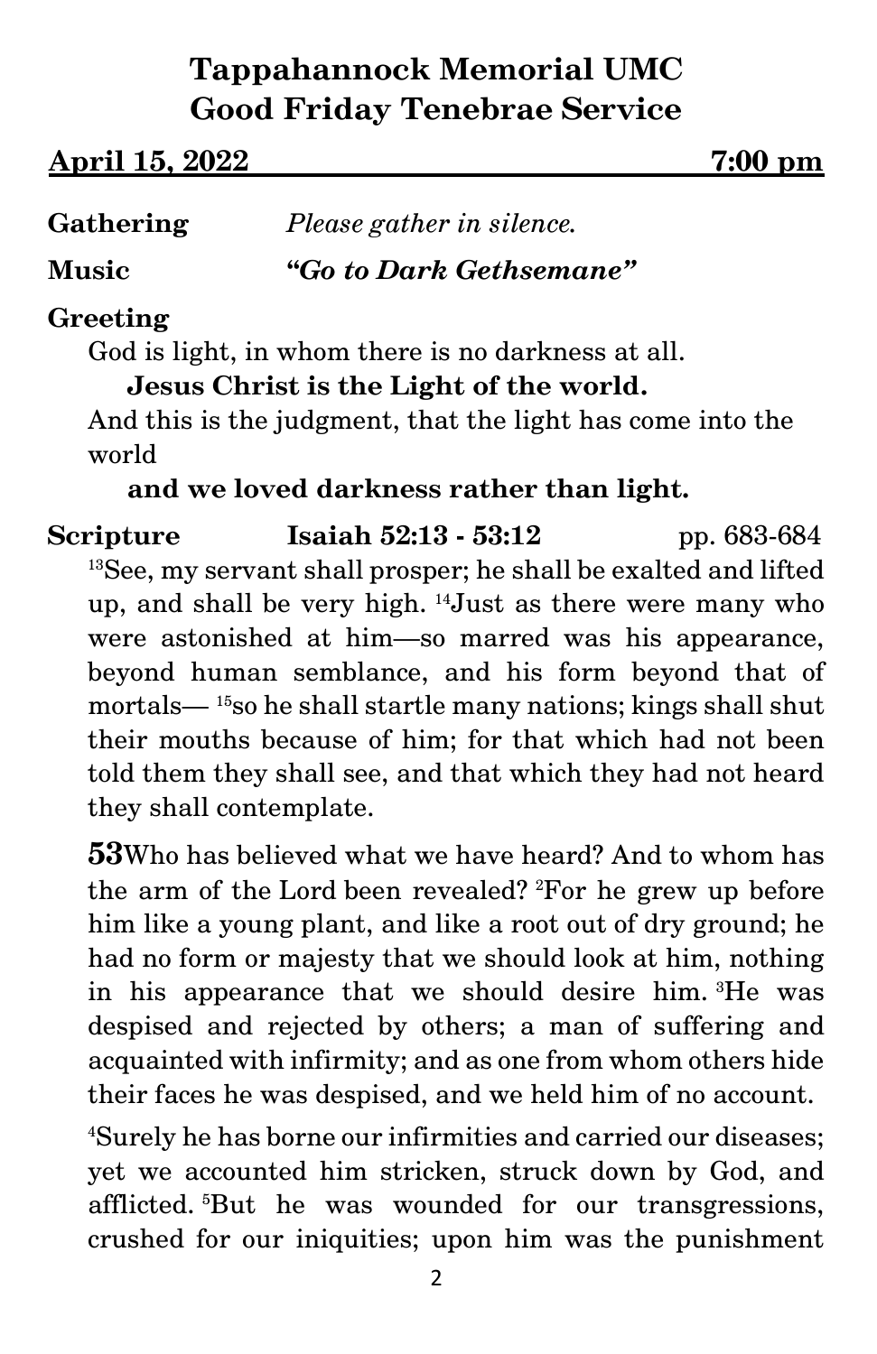# Tappahannock Memorial UMC
# Good Friday Tenebrae Service

**April 15, 2022 7:00 pm**

**Gathering** *Please gather in silence.*

**Music** ***"Go to Dark Gethsemane"***

**Greeting**

God is light, in whom there is no darkness at all.

**Jesus Christ is the Light of the world.**

And this is the judgment, that the light has come into the world

**and we loved darkness rather than light.**

**Scripture Isaiah 52:13 - 53:12** pp. 683-684

[13]See, my servant shall prosper; he shall be exalted and lifted up, and shall be very high. [14]Just as there were many who were astonished at him—so marred was his appearance, beyond human semblance, and his form beyond that of mortals— [15]so he shall startle many nations; kings shall shut their mouths because of him; for that which had not been told them they shall see, and that which they had not heard they shall contemplate.

**53**Who has believed what we have heard? And to whom has the arm of the Lord been revealed? [2]For he grew up before him like a young plant, and like a root out of dry ground; he had no form or majesty that we should look at him, nothing in his appearance that we should desire him. [3]He was despised and rejected by others; a man of suffering and acquainted with infirmity; and as one from whom others hide their faces he was despised, and we held him of no account.

[4]Surely he has borne our infirmities and carried our diseases; yet we accounted him stricken, struck down by God, and afflicted. [5]But he was wounded for our transgressions, crushed for our iniquities; upon him was the punishment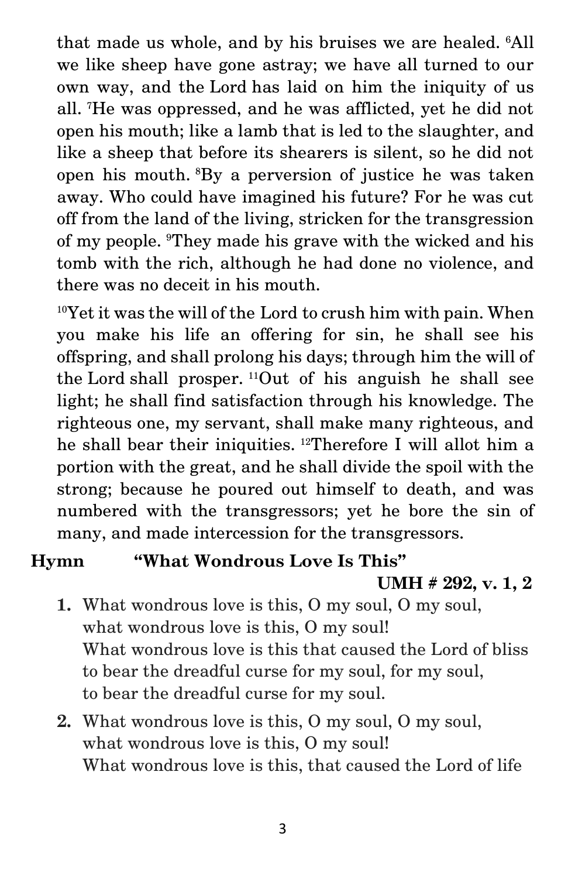that made us whole, and by his bruises we are healed. [6]All we like sheep have gone astray; we have all turned to our own way, and the Lord has laid on him the iniquity of us all. [7]He was oppressed, and he was afflicted, yet he did not open his mouth; like a lamb that is led to the slaughter, and like a sheep that before its shearers is silent, so he did not open his mouth. [8]By a perversion of justice he was taken away. Who could have imagined his future? For he was cut off from the land of the living, stricken for the transgression of my people. [9]They made his grave with the wicked and his tomb with the rich, although he had done no violence, and there was no deceit in his mouth.

[10]Yet it was the will of the Lord to crush him with pain. When you make his life an offering for sin, he shall see his offspring, and shall prolong his days; through him the will of the Lord shall prosper. [11]Out of his anguish he shall see light; he shall find satisfaction through his knowledge. The righteous one, my servant, shall make many righteous, and he shall bear their iniquities. [12]Therefore I will allot him a portion with the great, and he shall divide the spoil with the strong; because he poured out himself to death, and was numbered with the transgressors; yet he bore the sin of many, and made intercession for the transgressors.

**Hymn "What Wondrous Love Is This"**

**UMH # 292, v. 1, 2**

**1.** What wondrous love is this, O my soul, O my soul,
what wondrous love is this, O my soul!
What wondrous love is this that caused the Lord of bliss
to bear the dreadful curse for my soul, for my soul,
to bear the dreadful curse for my soul.

**2.** What wondrous love is this, O my soul, O my soul,
what wondrous love is this, O my soul!
What wondrous love is this, that caused the Lord of life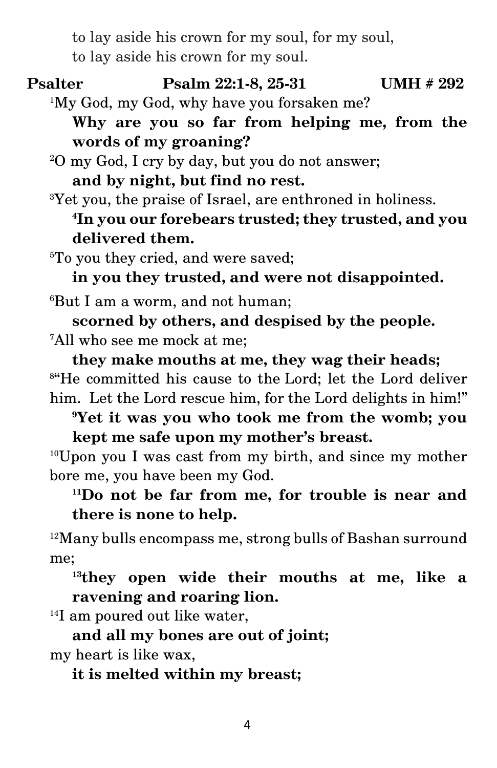to lay aside his crown for my soul, for my soul,
to lay aside his crown for my soul.

**Psalter** **Psalm 22:1-8, 25-31** **UMH # 292**

[1]My God, my God, why have you forsaken me?

**Why are you so far from helping me, from the words of my groaning?**

[2]O my God, I cry by day, but you do not answer;

**and by night, but find no rest.**

[3]Yet you, the praise of Israel, are enthroned in holiness.

**[4]In you our forebears trusted; they trusted, and you delivered them.**

[5]To you they cried, and were saved;

**in you they trusted, and were not disappointed.**

[6]But I am a worm, and not human;

**scorned by others, and despised by the people.**

[7]All who see me mock at me;

**they make mouths at me, they wag their heads;**

[8]"He committed his cause to the Lord; let the Lord deliver him. Let the Lord rescue him, for the Lord delights in him!"

**[9]Yet it was you who took me from the womb; you kept me safe upon my mother's breast.**

[10]Upon you I was cast from my birth, and since my mother bore me, you have been my God.

**[11]Do not be far from me, for trouble is near and there is none to help.**

[12]Many bulls encompass me, strong bulls of Bashan surround me;

**[13]they open wide their mouths at me, like a ravening and roaring lion.**

[14]I am poured out like water,

**and all my bones are out of joint;**

my heart is like wax,

**it is melted within my breast;**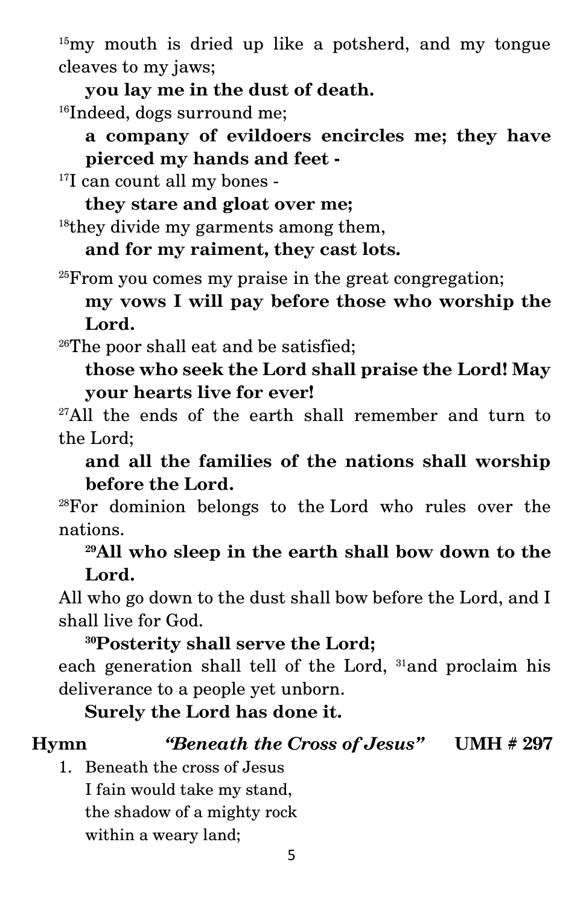[15]my mouth is dried up like a potsherd, and my tongue cleaves to my jaws;

**you lay me in the dust of death.**

[16]Indeed, dogs surround me;

**a company of evildoers encircles me; they have pierced my hands and feet -**

[17]I can count all my bones -

**they stare and gloat over me;**

[18]they divide my garments among them,

**and for my raiment, they cast lots.**

[25]From you comes my praise in the great congregation;

**my vows I will pay before those who worship the Lord.**

[26]The poor shall eat and be satisfied;

**those who seek the Lord shall praise the Lord! May your hearts live for ever!**

[27]All the ends of the earth shall remember and turn to the Lord;

**and all the families of the nations shall worship before the Lord.**

[28]For dominion belongs to the Lord who rules over the nations.

**[29]All who sleep in the earth shall bow down to the Lord.**

All who go down to the dust shall bow before the Lord, and I shall live for God.

**[30]Posterity shall serve the Lord;**

each generation shall tell of the Lord, [31]and proclaim his deliverance to a people yet unborn.

**Surely the Lord has done it.**

**Hymn** ***"Beneath the Cross of Jesus"*** **UMH # 297**

1. Beneath the cross of Jesus
   I fain would take my stand,
   the shadow of a mighty rock
   within a weary land;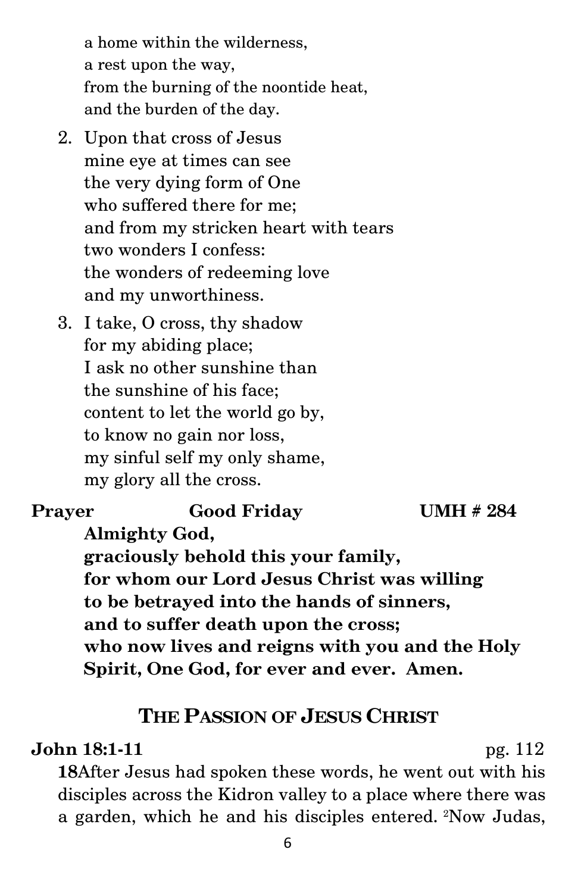a home within the wilderness,
a rest upon the way,
from the burning of the noontide heat,
and the burden of the day.

2. Upon that cross of Jesus
   mine eye at times can see
   the very dying form of One
   who suffered there for me;
   and from my stricken heart with tears
   two wonders I confess:
   the wonders of redeeming love
   and my unworthiness.

3. I take, O cross, thy shadow
   for my abiding place;
   I ask no other sunshine than
   the sunshine of his face;
   content to let the world go by,
   to know no gain nor loss,
   my sinful self my only shame,
   my glory all the cross.

**Prayer** **Good Friday** **UMH # 284**

**Almighty God,**
**graciously behold this your family,**
**for whom our Lord Jesus Christ was willing**
**to be betrayed into the hands of sinners,**
**and to suffer death upon the cross;**
**who now lives and reigns with you and the Holy Spirit, One God, for ever and ever. Amen.**

## THE PASSION OF JESUS CHRIST

**John 18:1-11** pg. 112

**18**After Jesus had spoken these words, he went out with his disciples across the Kidron valley to a place where there was a garden, which he and his disciples entered. [2]Now Judas,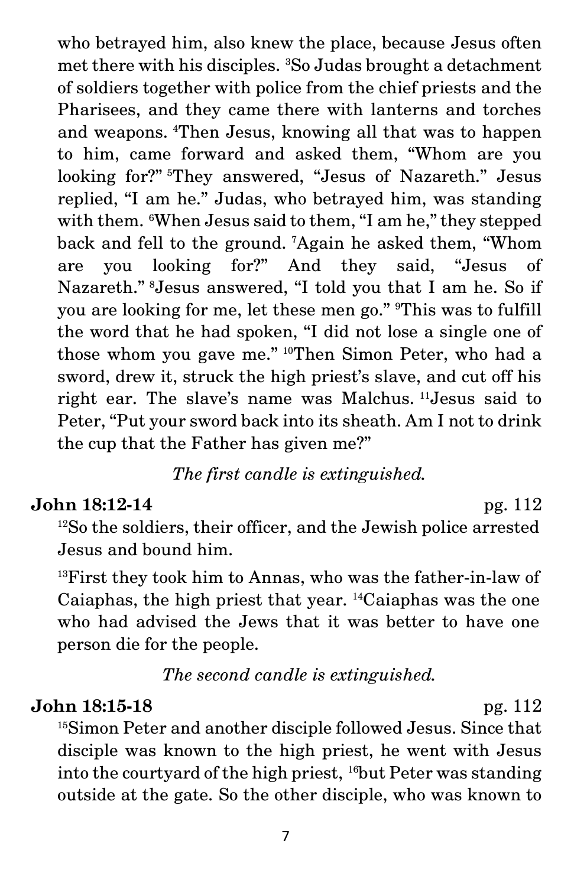who betrayed him, also knew the place, because Jesus often met there with his disciples. [3]So Judas brought a detachment of soldiers together with police from the chief priests and the Pharisees, and they came there with lanterns and torches and weapons. [4]Then Jesus, knowing all that was to happen to him, came forward and asked them, "Whom are you looking for?" [5]They answered, "Jesus of Nazareth." Jesus replied, "I am he." Judas, who betrayed him, was standing with them. [6]When Jesus said to them, "I am he," they stepped back and fell to the ground. [7]Again he asked them, "Whom are you looking for?" And they said, "Jesus of Nazareth." [8]Jesus answered, "I told you that I am he. So if you are looking for me, let these men go." [9]This was to fulfill the word that he had spoken, "I did not lose a single one of those whom you gave me." [10]Then Simon Peter, who had a sword, drew it, struck the high priest's slave, and cut off his right ear. The slave's name was Malchus. [11]Jesus said to Peter, "Put your sword back into its sheath. Am I not to drink the cup that the Father has given me?"

*The first candle is extinguished.*

**John 18:12-14** pg. 112

[12]So the soldiers, their officer, and the Jewish police arrested Jesus and bound him.

[13]First they took him to Annas, who was the father-in-law of Caiaphas, the high priest that year. [14]Caiaphas was the one who had advised the Jews that it was better to have one person die for the people.

*The second candle is extinguished.*

**John 18:15-18** pg. 112

[15]Simon Peter and another disciple followed Jesus. Since that disciple was known to the high priest, he went with Jesus into the courtyard of the high priest, [16]but Peter was standing outside at the gate. So the other disciple, who was known to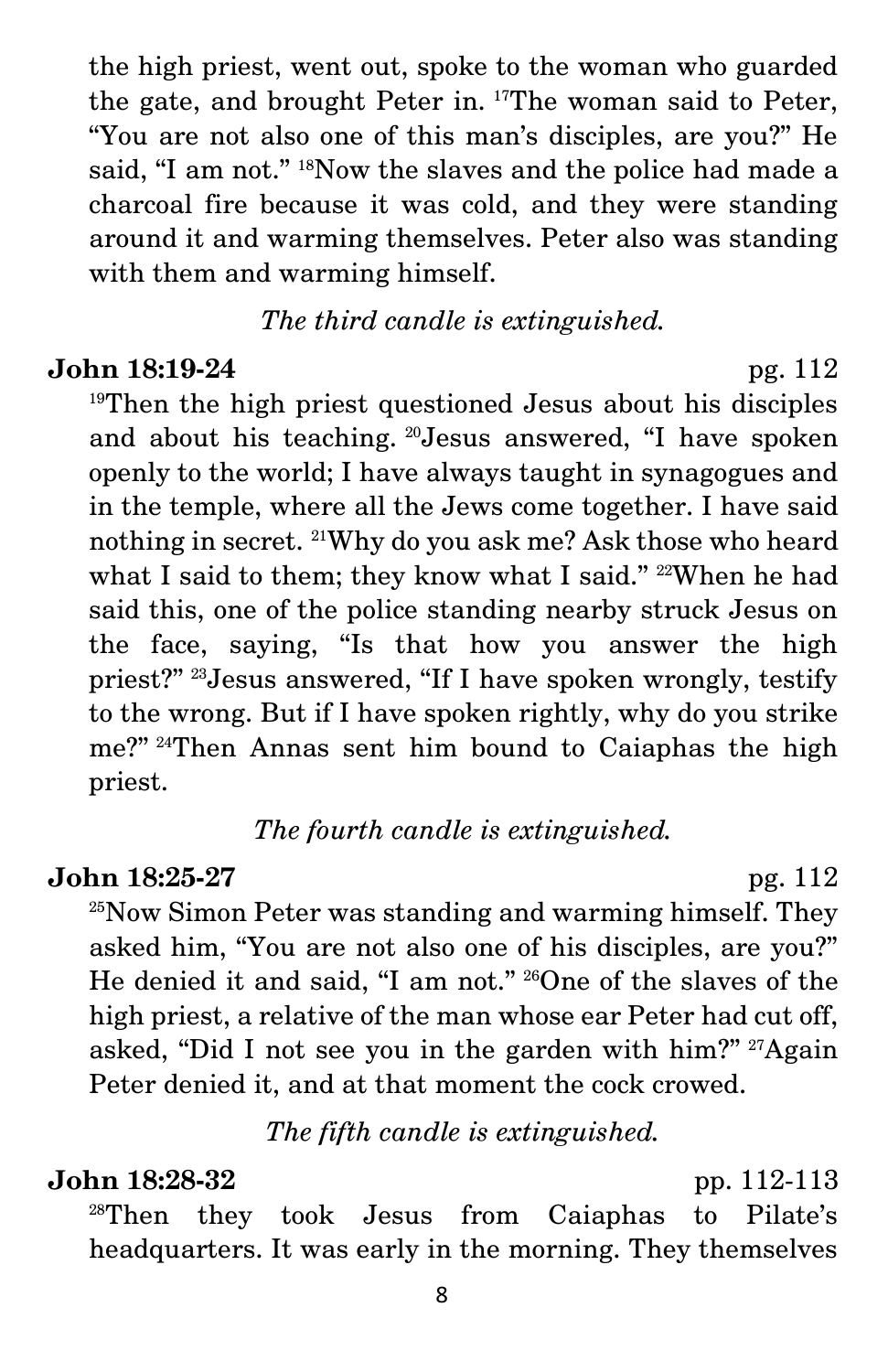the high priest, went out, spoke to the woman who guarded the gate, and brought Peter in. [17]The woman said to Peter, "You are not also one of this man's disciples, are you?" He said, "I am not." [18]Now the slaves and the police had made a charcoal fire because it was cold, and they were standing around it and warming themselves. Peter also was standing with them and warming himself.

*The third candle is extinguished.*

**John 18:19-24** pg. 112

[19]Then the high priest questioned Jesus about his disciples and about his teaching. [20]Jesus answered, "I have spoken openly to the world; I have always taught in synagogues and in the temple, where all the Jews come together. I have said nothing in secret. [21]Why do you ask me? Ask those who heard what I said to them; they know what I said." [22]When he had said this, one of the police standing nearby struck Jesus on the face, saying, "Is that how you answer the high priest?" [23]Jesus answered, "If I have spoken wrongly, testify to the wrong. But if I have spoken rightly, why do you strike me?" [24]Then Annas sent him bound to Caiaphas the high priest.

*The fourth candle is extinguished.*

**John 18:25-27** pg. 112

[25]Now Simon Peter was standing and warming himself. They asked him, "You are not also one of his disciples, are you?" He denied it and said, "I am not." [26]One of the slaves of the high priest, a relative of the man whose ear Peter had cut off, asked, "Did I not see you in the garden with him?" [27]Again Peter denied it, and at that moment the cock crowed.

*The fifth candle is extinguished.*

**John 18:28-32** pp. 112-113

[28]Then they took Jesus from Caiaphas to Pilate's headquarters. It was early in the morning. They themselves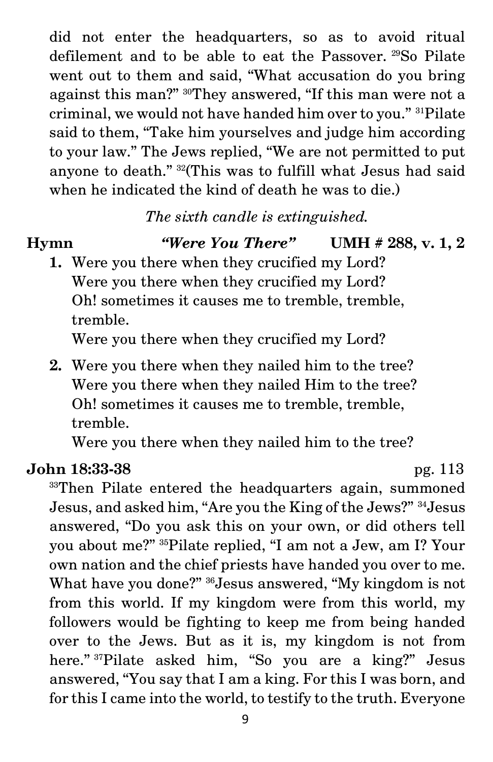did not enter the headquarters, so as to avoid ritual defilement and to be able to eat the Passover. [29]So Pilate went out to them and said, “What accusation do you bring against this man?” [30]They answered, “If this man were not a criminal, we would not have handed him over to you.” [31]Pilate said to them, “Take him yourselves and judge him according to your law.” The Jews replied, “We are not permitted to put anyone to death.” [32](This was to fulfill what Jesus had said when he indicated the kind of death he was to die.)

*The sixth candle is extinguished.*

**Hymn** ***“Were You There”*** **UMH # 288, v. 1, 2**

1. Were you there when they crucified my Lord?
   Were you there when they crucified my Lord?
   Oh! sometimes it causes me to tremble, tremble, tremble.
   Were you there when they crucified my Lord?

2. Were you there when they nailed him to the tree?
   Were you there when they nailed Him to the tree?
   Oh! sometimes it causes me to tremble, tremble, tremble.
   Were you there when they nailed him to the tree?

**John 18:33-38** pg. 113

[33]Then Pilate entered the headquarters again, summoned Jesus, and asked him, “Are you the King of the Jews?” [34]Jesus answered, “Do you ask this on your own, or did others tell you about me?” [35]Pilate replied, “I am not a Jew, am I? Your own nation and the chief priests have handed you over to me. What have you done?” [36]Jesus answered, “My kingdom is not from this world. If my kingdom were from this world, my followers would be fighting to keep me from being handed over to the Jews. But as it is, my kingdom is not from here.” [37]Pilate asked him, “So you are a king?” Jesus answered, “You say that I am a king. For this I was born, and for this I came into the world, to testify to the truth. Everyone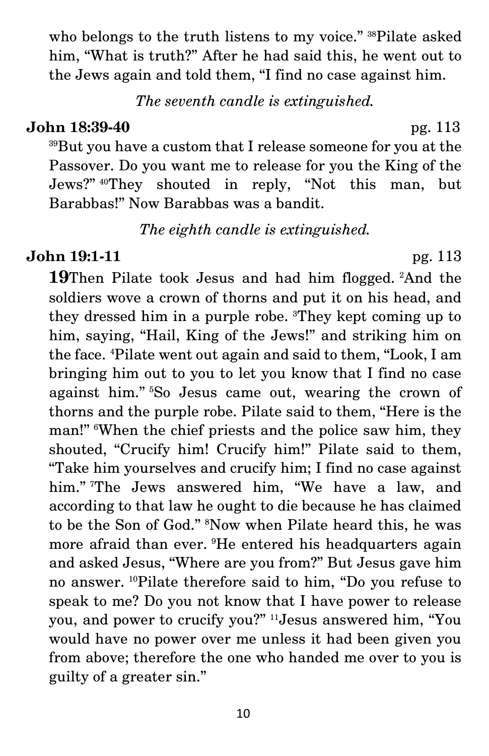who belongs to the truth listens to my voice." [38]Pilate asked him, "What is truth?" After he had said this, he went out to the Jews again and told them, "I find no case against him.

*The seventh candle is extinguished.*

**John 18:39-40** pg. 113

[39]But you have a custom that I release someone for you at the Passover. Do you want me to release for you the King of the Jews?" [40]They shouted in reply, "Not this man, but Barabbas!" Now Barabbas was a bandit.

*The eighth candle is extinguished.*

**John 19:1-11** pg. 113

**19**Then Pilate took Jesus and had him flogged. [2]And the soldiers wove a crown of thorns and put it on his head, and they dressed him in a purple robe. [3]They kept coming up to him, saying, "Hail, King of the Jews!" and striking him on the face. [4]Pilate went out again and said to them, "Look, I am bringing him out to you to let you know that I find no case against him." [5]So Jesus came out, wearing the crown of thorns and the purple robe. Pilate said to them, "Here is the man!" [6]When the chief priests and the police saw him, they shouted, "Crucify him! Crucify him!" Pilate said to them, "Take him yourselves and crucify him; I find no case against him." [7]The Jews answered him, "We have a law, and according to that law he ought to die because he has claimed to be the Son of God." [8]Now when Pilate heard this, he was more afraid than ever. [9]He entered his headquarters again and asked Jesus, "Where are you from?" But Jesus gave him no answer. [10]Pilate therefore said to him, "Do you refuse to speak to me? Do you not know that I have power to release you, and power to crucify you?" [11]Jesus answered him, "You would have no power over me unless it had been given you from above; therefore the one who handed me over to you is guilty of a greater sin."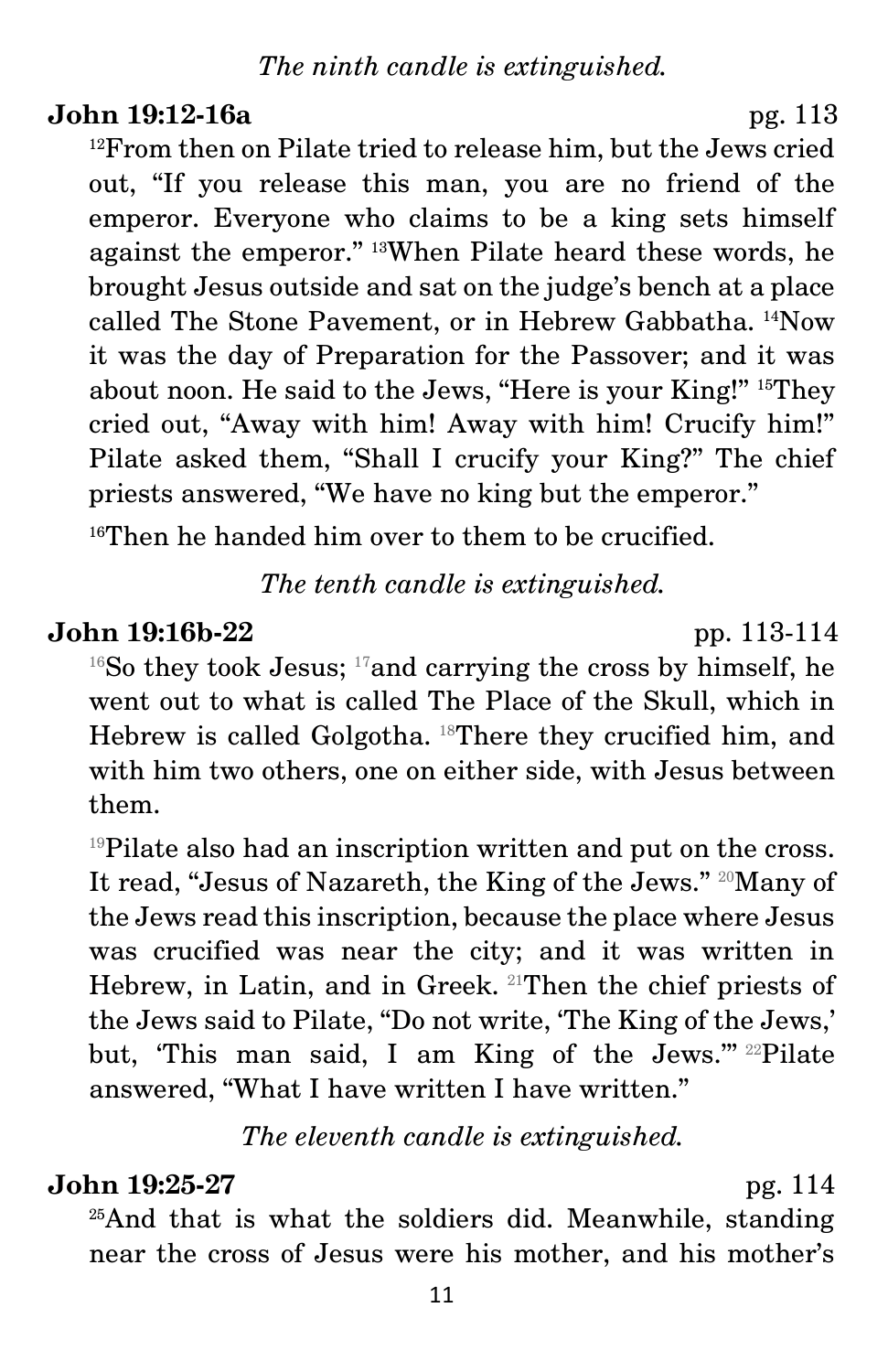*The ninth candle is extinguished.*

**John 19:12-16a** pg. 113

[12]From then on Pilate tried to release him, but the Jews cried out, "If you release this man, you are no friend of the emperor. Everyone who claims to be a king sets himself against the emperor." [13]When Pilate heard these words, he brought Jesus outside and sat on the judge's bench at a place called The Stone Pavement, or in Hebrew Gabbatha. [14]Now it was the day of Preparation for the Passover; and it was about noon. He said to the Jews, "Here is your King!" [15]They cried out, "Away with him! Away with him! Crucify him!" Pilate asked them, "Shall I crucify your King?" The chief priests answered, "We have no king but the emperor."

[16]Then he handed him over to them to be crucified.

*The tenth candle is extinguished.*

**John 19:16b-22** pp. 113-114

[16]So they took Jesus; [17]and carrying the cross by himself, he went out to what is called The Place of the Skull, which in Hebrew is called Golgotha. [18]There they crucified him, and with him two others, one on either side, with Jesus between them.

[19]Pilate also had an inscription written and put on the cross. It read, "Jesus of Nazareth, the King of the Jews." [20]Many of the Jews read this inscription, because the place where Jesus was crucified was near the city; and it was written in Hebrew, in Latin, and in Greek. [21]Then the chief priests of the Jews said to Pilate, "Do not write, 'The King of the Jews,' but, 'This man said, I am King of the Jews.'" [22]Pilate answered, "What I have written I have written."

*The eleventh candle is extinguished.*

**John 19:25-27** pg. 114

[25]And that is what the soldiers did. Meanwhile, standing near the cross of Jesus were his mother, and his mother's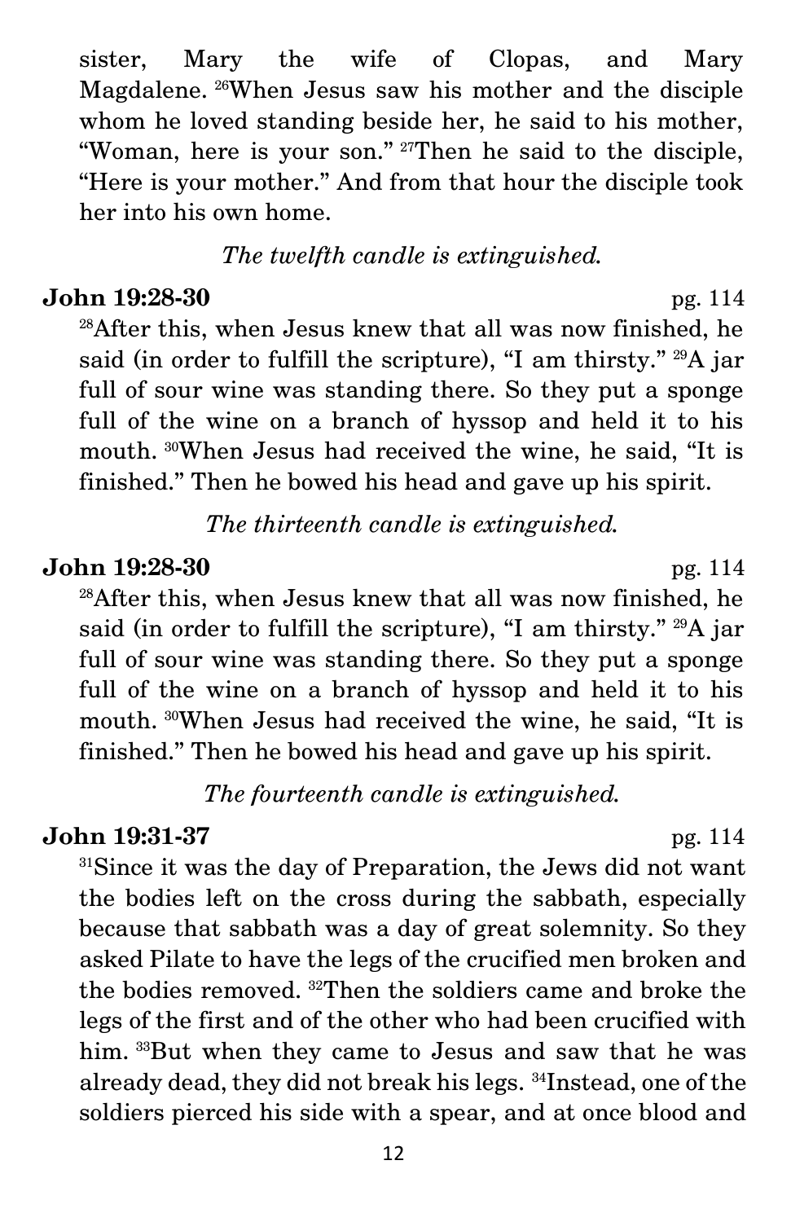sister, Mary the wife of Clopas, and Mary Magdalene. [26]When Jesus saw his mother and the disciple whom he loved standing beside her, he said to his mother, "Woman, here is your son." [27]Then he said to the disciple, "Here is your mother." And from that hour the disciple took her into his own home.

*The twelfth candle is extinguished.*

**John 19:28-30** pg. 114

[28]After this, when Jesus knew that all was now finished, he said (in order to fulfill the scripture), "I am thirsty." [29]A jar full of sour wine was standing there. So they put a sponge full of the wine on a branch of hyssop and held it to his mouth. [30]When Jesus had received the wine, he said, "It is finished." Then he bowed his head and gave up his spirit.

*The thirteenth candle is extinguished.*

**John 19:28-30** pg. 114

[28]After this, when Jesus knew that all was now finished, he said (in order to fulfill the scripture), "I am thirsty." [29]A jar full of sour wine was standing there. So they put a sponge full of the wine on a branch of hyssop and held it to his mouth. [30]When Jesus had received the wine, he said, "It is finished." Then he bowed his head and gave up his spirit.

*The fourteenth candle is extinguished.*

**John 19:31-37** pg. 114

[31]Since it was the day of Preparation, the Jews did not want the bodies left on the cross during the sabbath, especially because that sabbath was a day of great solemnity. So they asked Pilate to have the legs of the crucified men broken and the bodies removed. [32]Then the soldiers came and broke the legs of the first and of the other who had been crucified with him. [33]But when they came to Jesus and saw that he was already dead, they did not break his legs. [34]Instead, one of the soldiers pierced his side with a spear, and at once blood and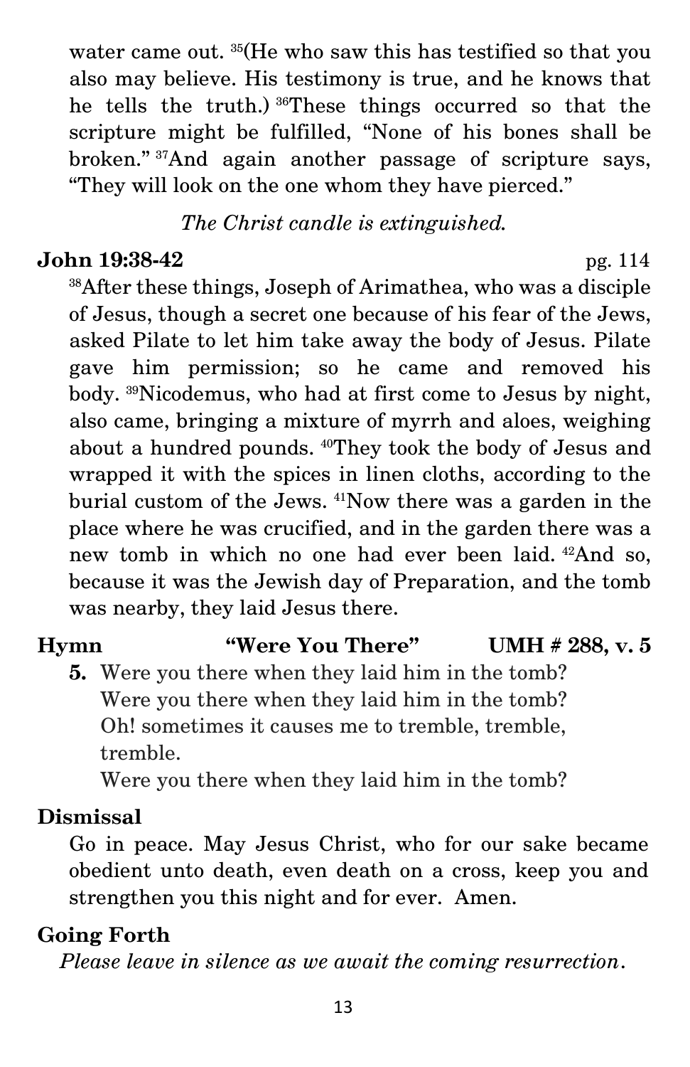water came out. [35](He who saw this has testified so that you also may believe. His testimony is true, and he knows that he tells the truth.) [36]These things occurred so that the scripture might be fulfilled, "None of his bones shall be broken." [37]And again another passage of scripture says, "They will look on the one whom they have pierced."

*The Christ candle is extinguished.*

**John 19:38-42** pg. 114

[38]After these things, Joseph of Arimathea, who was a disciple of Jesus, though a secret one because of his fear of the Jews, asked Pilate to let him take away the body of Jesus. Pilate gave him permission; so he came and removed his body. [39]Nicodemus, who had at first come to Jesus by night, also came, bringing a mixture of myrrh and aloes, weighing about a hundred pounds. [40]They took the body of Jesus and wrapped it with the spices in linen cloths, according to the burial custom of the Jews. [41]Now there was a garden in the place where he was crucified, and in the garden there was a new tomb in which no one had ever been laid. [42]And so, because it was the Jewish day of Preparation, and the tomb was nearby, they laid Jesus there.

**Hymn "Were You There" UMH # 288, v. 5**

**5.** Were you there when they laid him in the tomb?
Were you there when they laid him in the tomb?
Oh! sometimes it causes me to tremble, tremble, tremble.
Were you there when they laid him in the tomb?

**Dismissal**

Go in peace. May Jesus Christ, who for our sake became obedient unto death, even death on a cross, keep you and strengthen you this night and for ever. Amen.

**Going Forth**

*Please leave in silence as we await the coming resurrection.*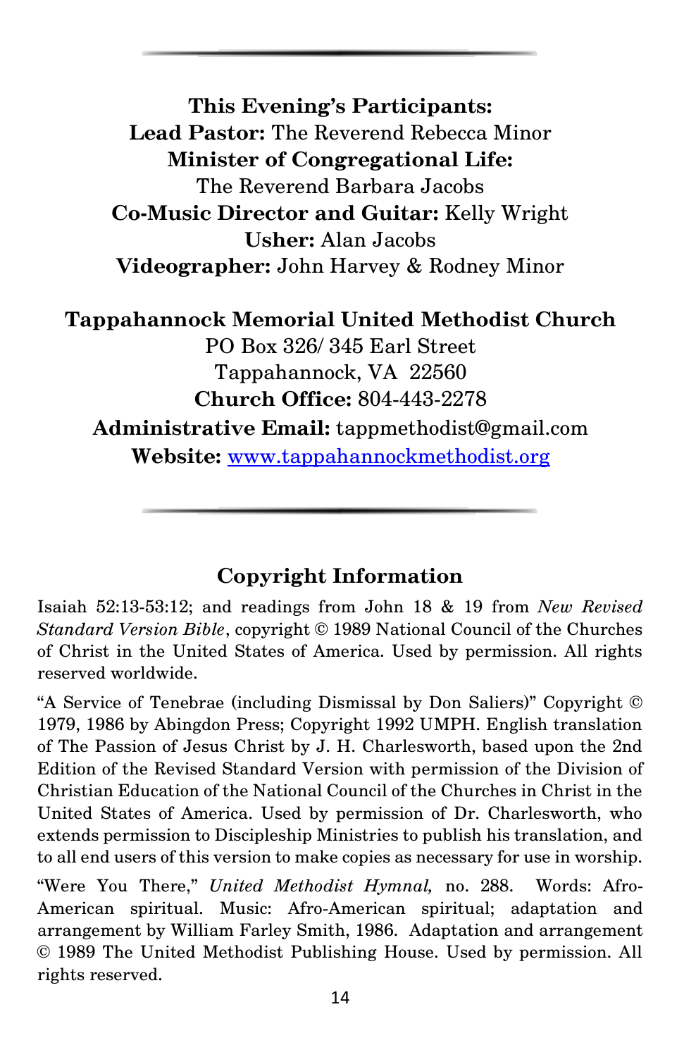**This Evening's Participants:**
**Lead Pastor:** The Reverend Rebecca Minor
**Minister of Congregational Life:**
The Reverend Barbara Jacobs
**Co-Music Director and Guitar:** Kelly Wright
**Usher:** Alan Jacobs
**Videographer:** John Harvey & Rodney Minor

**Tappahannock Memorial United Methodist Church**
PO Box 326/ 345 Earl Street
Tappahannock, VA 22560
**Church Office:** 804-443-2278
**Administrative Email:** tappmethodist@gmail.com
**Website:** [www.tappahannockmethodist.org](http://www.tappahannockmethodist.org)

## Copyright Information

Isaiah 52:13-53:12; and readings from John 18 & 19 from *New Revised Standard Version Bible*, copyright © 1989 National Council of the Churches of Christ in the United States of America. Used by permission. All rights reserved worldwide.

"A Service of Tenebrae (including Dismissal by Don Saliers)" Copyright © 1979, 1986 by Abingdon Press; Copyright 1992 UMPH. English translation of The Passion of Jesus Christ by J. H. Charlesworth, based upon the 2nd Edition of the Revised Standard Version with permission of the Division of Christian Education of the National Council of the Churches in Christ in the United States of America. Used by permission of Dr. Charlesworth, who extends permission to Discipleship Ministries to publish his translation, and to all end users of this version to make copies as necessary for use in worship.

"Were You There," *United Methodist Hymnal,* no. 288. Words: Afro-American spiritual. Music: Afro-American spiritual; adaptation and arrangement by William Farley Smith, 1986. Adaptation and arrangement © 1989 The United Methodist Publishing House. Used by permission. All rights reserved.